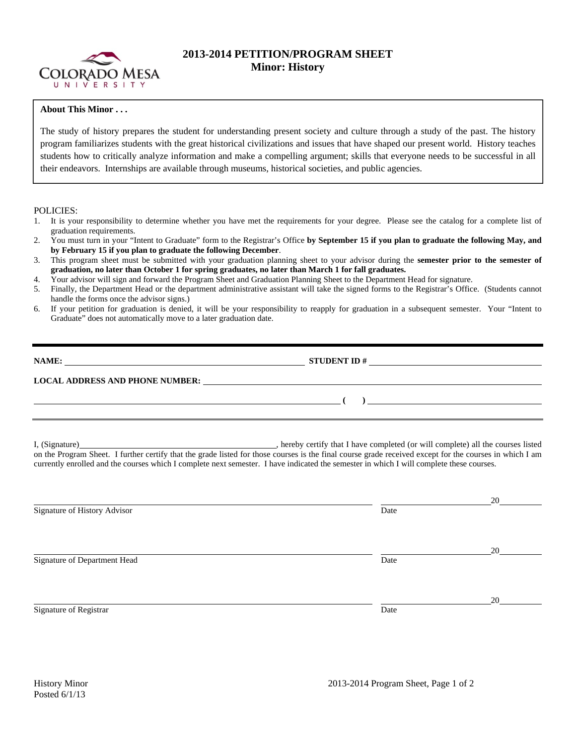# 2013-2014 PETITION/PROGRAM SHEET
## Minor: History

**About This Minor . . .**

The study of history prepares the student for understanding present society and culture through a study of the past. The history program familiarizes students with the great historical civilizations and issues that have shaped our present world. History teaches students how to critically analyze information and make a compelling argument; skills that everyone needs to be successful in all their endeavors. Internships are available through museums, historical societies, and public agencies.

POLICIES:

1. It is your responsibility to determine whether you have met the requirements for your degree. Please see the catalog for a complete list of graduation requirements.
2. You must turn in your "Intent to Graduate" form to the Registrar's Office **by September 15 if you plan to graduate the following May, and by February 15 if you plan to graduate the following December**.
3. This program sheet must be submitted with your graduation planning sheet to your advisor during the **semester prior to the semester of graduation, no later than October 1 for spring graduates, no later than March 1 for fall graduates.**
4. Your advisor will sign and forward the Program Sheet and Graduation Planning Sheet to the Department Head for signature.
5. Finally, the Department Head or the department administrative assistant will take the signed forms to the Registrar's Office. (Students cannot handle the forms once the advisor signs.)
6. If your petition for graduation is denied, it will be your responsibility to reapply for graduation in a subsequent semester. Your "Intent to Graduate" does not automatically move to a later graduation date.

---

**NAME:** ______________________________ **STUDENT ID #** ______________________________

**LOCAL ADDRESS AND PHONE NUMBER:** ______________________________

______________________________ **( )** ______________________________

I, (Signature)______________________________, hereby certify that I have completed (or will complete) all the courses listed on the Program Sheet. I further certify that the grade listed for those courses is the final course grade received except for the courses in which I am currently enrolled and the courses which I complete next semester. I have indicated the semester in which I will complete these courses.

______________________________ ______________ 20______
Signature of History Advisor Date

______________________________ ______________ 20______
Signature of Department Head Date

______________________________ ______________ 20______
Signature of Registrar Date

History Minor
Posted 6/1/13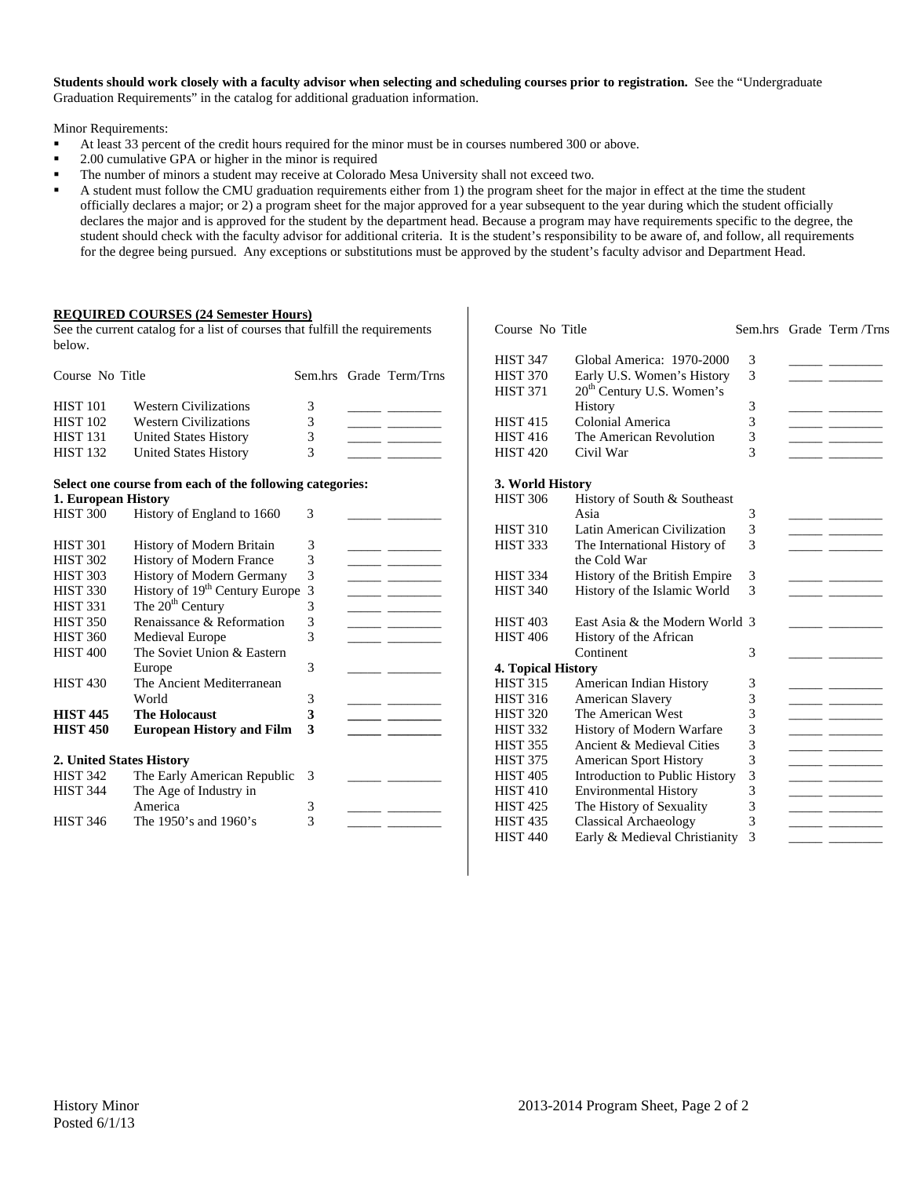**Students should work closely with a faculty advisor when selecting and scheduling courses prior to registration.** See the "Undergraduate Graduation Requirements" in the catalog for additional graduation information.

Minor Requirements:

- At least 33 percent of the credit hours required for the minor must be in courses numbered 300 or above.
- 2.00 cumulative GPA or higher in the minor is required
- The number of minors a student may receive at Colorado Mesa University shall not exceed two.
- A student must follow the CMU graduation requirements either from 1) the program sheet for the major in effect at the time the student officially declares a major; or 2) a program sheet for the major approved for a year subsequent to the year during which the student officially declares the major and is approved for the student by the department head. Because a program may have requirements specific to the degree, the student should check with the faculty advisor for additional criteria. It is the student's responsibility to be aware of, and follow, all requirements for the degree being pursued. Any exceptions or substitutions must be approved by the student's faculty advisor and Department Head.

**REQUIRED COURSES (24 Semester Hours)**

See the current catalog for a list of courses that fulfill the requirements below.

| Course No | Title | Sem.hrs | Grade | Term/Trns |
|---|---|---|---|---|
| HIST 101 | Western Civilizations | 3 | | |
| HIST 102 | Western Civilizations | 3 | | |
| HIST 131 | United States History | 3 | | |
| HIST 132 | United States History | 3 | | |

**Select one course from each of the following categories:**

**1. European History**

| Course No | Title | Sem.hrs | Grade | Term/Trns |
|---|---|---|---|---|
| HIST 300 | History of England to 1660 | 3 | | |
| HIST 301 | History of Modern Britain | 3 | | |
| HIST 302 | History of Modern France | 3 | | |
| HIST 303 | History of Modern Germany | 3 | | |
| HIST 330 | History of 19th Century Europe | 3 | | |
| HIST 331 | The 20th Century | 3 | | |
| HIST 350 | Renaissance & Reformation | 3 | | |
| HIST 360 | Medieval Europe | 3 | | |
| HIST 400 | The Soviet Union & Eastern Europe | 3 | | |
| HIST 430 | The Ancient Mediterranean World | 3 | | |
| **HIST 445** | **The Holocaust** | **3** | | |
| **HIST 450** | **European History and Film** | **3** | | |

**2. United States History**

| Course No | Title | Sem.hrs | Grade | Term/Trns |
|---|---|---|---|---|
| HIST 342 | The Early American Republic | 3 | | |
| HIST 344 | The Age of Industry in America | 3 | | |
| HIST 346 | The 1950's and 1960's | 3 | | |
| HIST 347 | Global America: 1970-2000 | 3 | | |
| HIST 370 | Early U.S. Women's History | 3 | | |
| HIST 371 | 20th Century U.S. Women's History | 3 | | |
| HIST 415 | Colonial America | 3 | | |
| HIST 416 | The American Revolution | 3 | | |
| HIST 420 | Civil War | 3 | | |

**3. World History**

| Course No | Title | Sem.hrs | Grade | Term/Trns |
|---|---|---|---|---|
| HIST 306 | History of South & Southeast Asia | 3 | | |
| HIST 310 | Latin American Civilization | 3 | | |
| HIST 333 | The International History of the Cold War | 3 | | |
| HIST 334 | History of the British Empire | 3 | | |
| HIST 340 | History of the Islamic World | 3 | | |
| HIST 403 | East Asia & the Modern World | 3 | | |
| HIST 406 | History of the African Continent | 3 | | |

**4. Topical History**

| Course No | Title | Sem.hrs | Grade | Term/Trns |
|---|---|---|---|---|
| HIST 315 | American Indian History | 3 | | |
| HIST 316 | American Slavery | 3 | | |
| HIST 320 | The American West | 3 | | |
| HIST 332 | History of Modern Warfare | 3 | | |
| HIST 355 | Ancient & Medieval Cities | 3 | | |
| HIST 375 | American Sport History | 3 | | |
| HIST 405 | Introduction to Public History | 3 | | |
| HIST 410 | Environmental History | 3 | | |
| HIST 425 | The History of Sexuality | 3 | | |
| HIST 435 | Classical Archaeology | 3 | | |
| HIST 440 | Early & Medieval Christianity | 3 | | |

History Minor
Posted 6/1/13